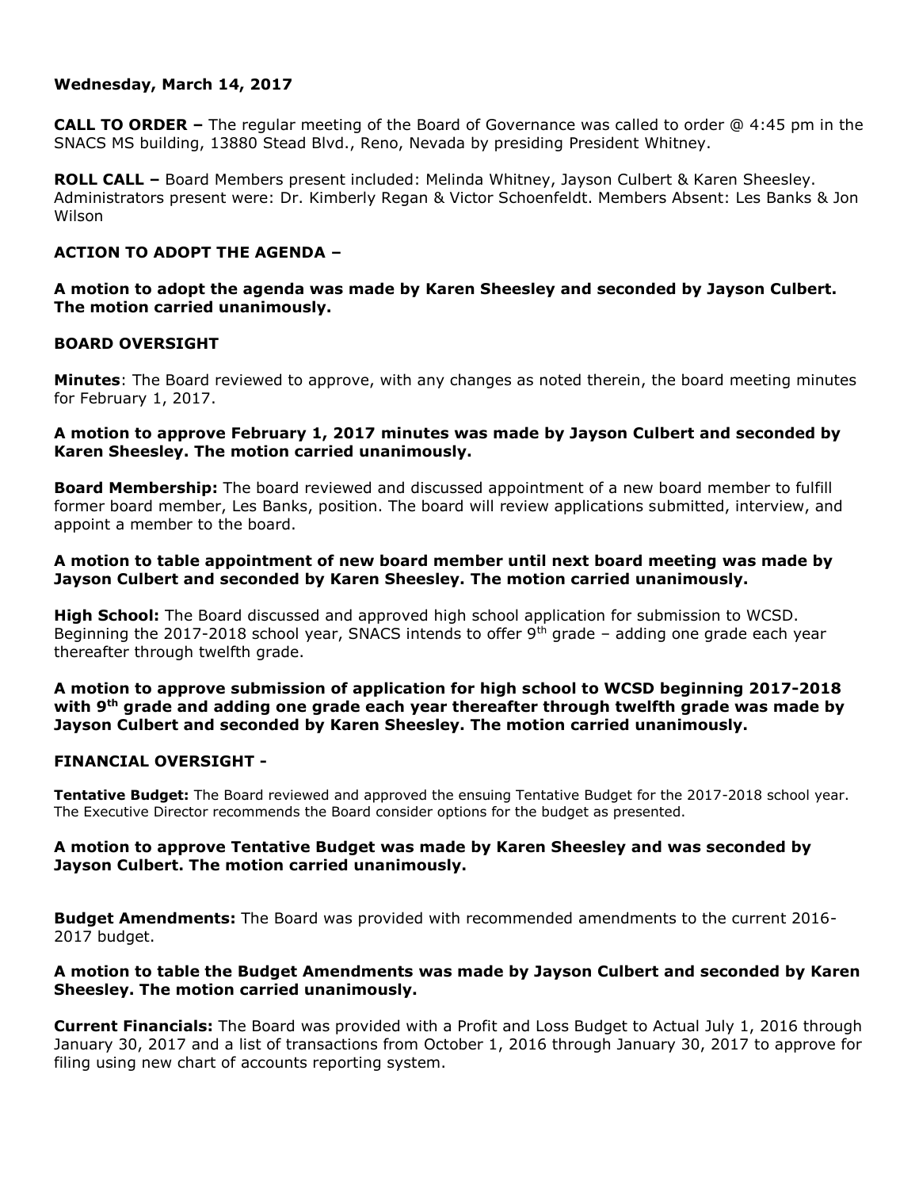**Wednesday, March 14, 2017**

**CALL TO ORDER –** The regular meeting of the Board of Governance was called to order @ 4:45 pm in the SNACS MS building, 13880 Stead Blvd., Reno, Nevada by presiding President Whitney.

**ROLL CALL –** Board Members present included: Melinda Whitney, Jayson Culbert & Karen Sheesley. Administrators present were: Dr. Kimberly Regan & Victor Schoenfeldt. Members Absent: Les Banks & Jon Wilson

**ACTION TO ADOPT THE AGENDA –**

**A motion to adopt the agenda was made by Karen Sheesley and seconded by Jayson Culbert. The motion carried unanimously.**

**BOARD OVERSIGHT**

**Minutes**: The Board reviewed to approve, with any changes as noted therein, the board meeting minutes for February 1, 2017.

**A motion to approve February 1, 2017 minutes was made by Jayson Culbert and seconded by Karen Sheesley. The motion carried unanimously.**

**Board Membership:** The board reviewed and discussed appointment of a new board member to fulfill former board member, Les Banks, position. The board will review applications submitted, interview, and appoint a member to the board.

**A motion to table appointment of new board member until next board meeting was made by Jayson Culbert and seconded by Karen Sheesley. The motion carried unanimously.**

**High School:** The Board discussed and approved high school application for submission to WCSD. Beginning the 2017-2018 school year, SNACS intends to offer 9th grade – adding one grade each year thereafter through twelfth grade.

**A motion to approve submission of application for high school to WCSD beginning 2017-2018 with 9th grade and adding one grade each year thereafter through twelfth grade was made by Jayson Culbert and seconded by Karen Sheesley. The motion carried unanimously.**

**FINANCIAL OVERSIGHT -**

**Tentative Budget:** The Board reviewed and approved the ensuing Tentative Budget for the 2017-2018 school year. The Executive Director recommends the Board consider options for the budget as presented.

**A motion to approve Tentative Budget was made by Karen Sheesley and was seconded by Jayson Culbert. The motion carried unanimously.**

**Budget Amendments:** The Board was provided with recommended amendments to the current 2016-2017 budget.

**A motion to table the Budget Amendments was made by Jayson Culbert and seconded by Karen Sheesley. The motion carried unanimously.**

**Current Financials:** The Board was provided with a Profit and Loss Budget to Actual July 1, 2016 through January 30, 2017 and a list of transactions from October 1, 2016 through January 30, 2017 to approve for filing using new chart of accounts reporting system.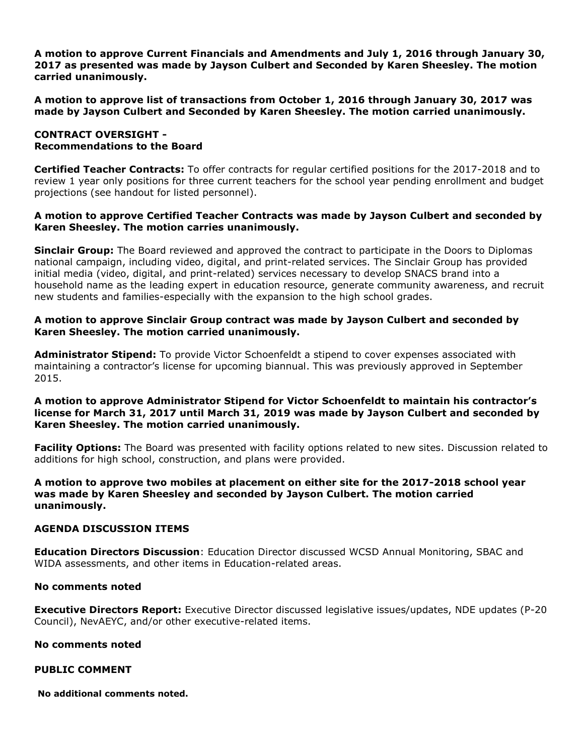**A motion to approve Current Financials and Amendments and July 1, 2016 through January 30, 2017 as presented was made by Jayson Culbert and Seconded by Karen Sheesley. The motion carried unanimously.**

**A motion to approve list of transactions from October 1, 2016 through January 30, 2017 was made by Jayson Culbert and Seconded by Karen Sheesley. The motion carried unanimously.**

**CONTRACT OVERSIGHT -**
**Recommendations to the Board**

**Certified Teacher Contracts:** To offer contracts for regular certified positions for the 2017-2018 and to review 1 year only positions for three current teachers for the school year pending enrollment and budget projections (see handout for listed personnel).

**A motion to approve Certified Teacher Contracts was made by Jayson Culbert and seconded by Karen Sheesley. The motion carries unanimously.**

**Sinclair Group:** The Board reviewed and approved the contract to participate in the Doors to Diplomas national campaign, including video, digital, and print-related services. The Sinclair Group has provided initial media (video, digital, and print-related) services necessary to develop SNACS brand into a household name as the leading expert in education resource, generate community awareness, and recruit new students and families-especially with the expansion to the high school grades.

**A motion to approve Sinclair Group contract was made by Jayson Culbert and seconded by Karen Sheesley. The motion carried unanimously.**

**Administrator Stipend:** To provide Victor Schoenfeldt a stipend to cover expenses associated with maintaining a contractor's license for upcoming biannual. This was previously approved in September 2015.

**A motion to approve Administrator Stipend for Victor Schoenfeldt to maintain his contractor's license for March 31, 2017 until March 31, 2019 was made by Jayson Culbert and seconded by Karen Sheesley. The motion carried unanimously.**

**Facility Options:** The Board was presented with facility options related to new sites. Discussion related to additions for high school, construction, and plans were provided.

**A motion to approve two mobiles at placement on either site for the 2017-2018 school year was made by Karen Sheesley and seconded by Jayson Culbert. The motion carried unanimously.**

**AGENDA DISCUSSION ITEMS**

**Education Directors Discussion**: Education Director discussed WCSD Annual Monitoring, SBAC and WIDA assessments, and other items in Education-related areas.

**No comments noted**

**Executive Directors Report:** Executive Director discussed legislative issues/updates, NDE updates (P-20 Council), NevAEYC, and/or other executive-related items.

**No comments noted**

**PUBLIC COMMENT**

**No additional comments noted.**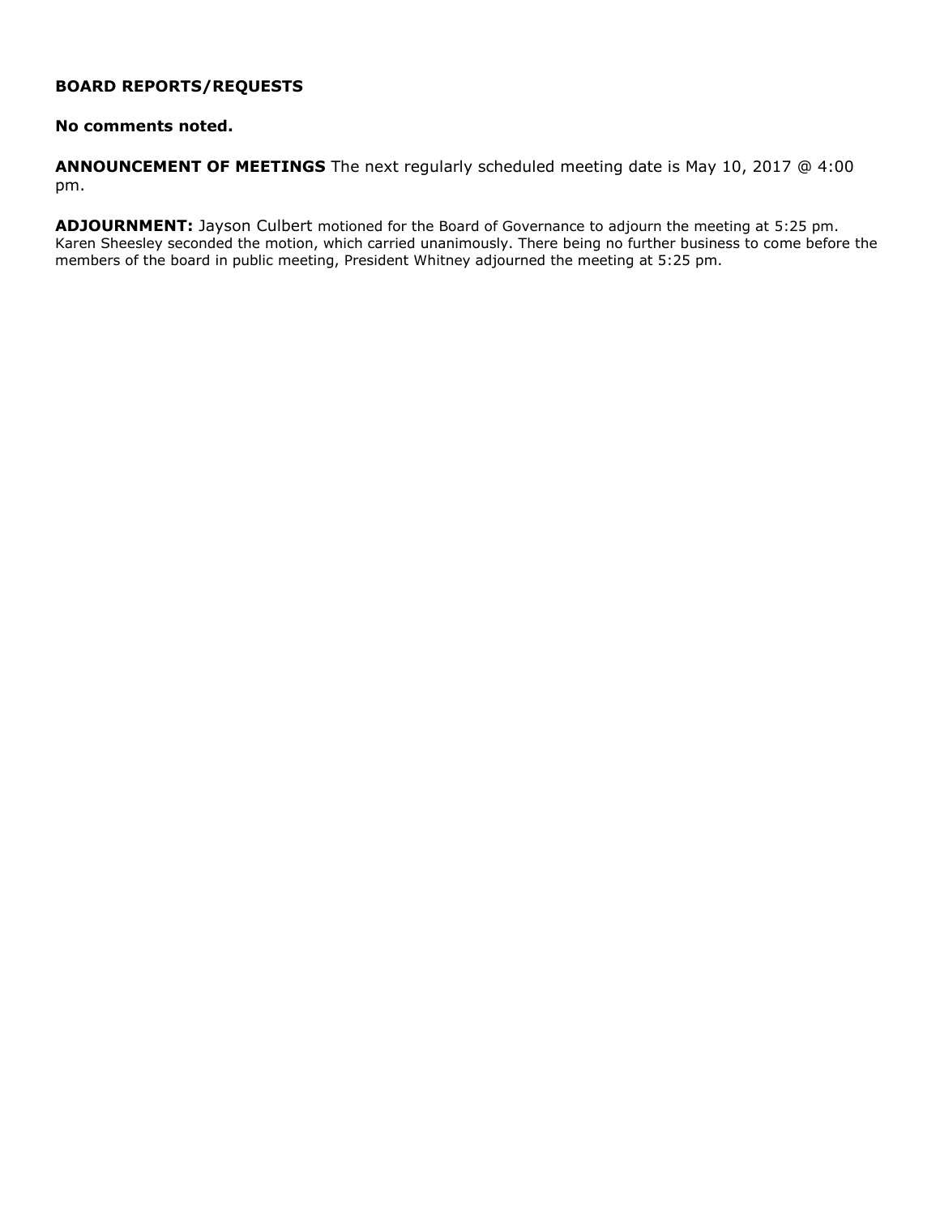**BOARD REPORTS/REQUESTS**

**No comments noted.**

**ANNOUNCEMENT OF MEETINGS** The next regularly scheduled meeting date is May 10, 2017 @ 4:00 pm.

**ADJOURNMENT:** Jayson Culbert motioned for the Board of Governance to adjourn the meeting at 5:25 pm. Karen Sheesley seconded the motion, which carried unanimously. There being no further business to come before the members of the board in public meeting, President Whitney adjourned the meeting at 5:25 pm.